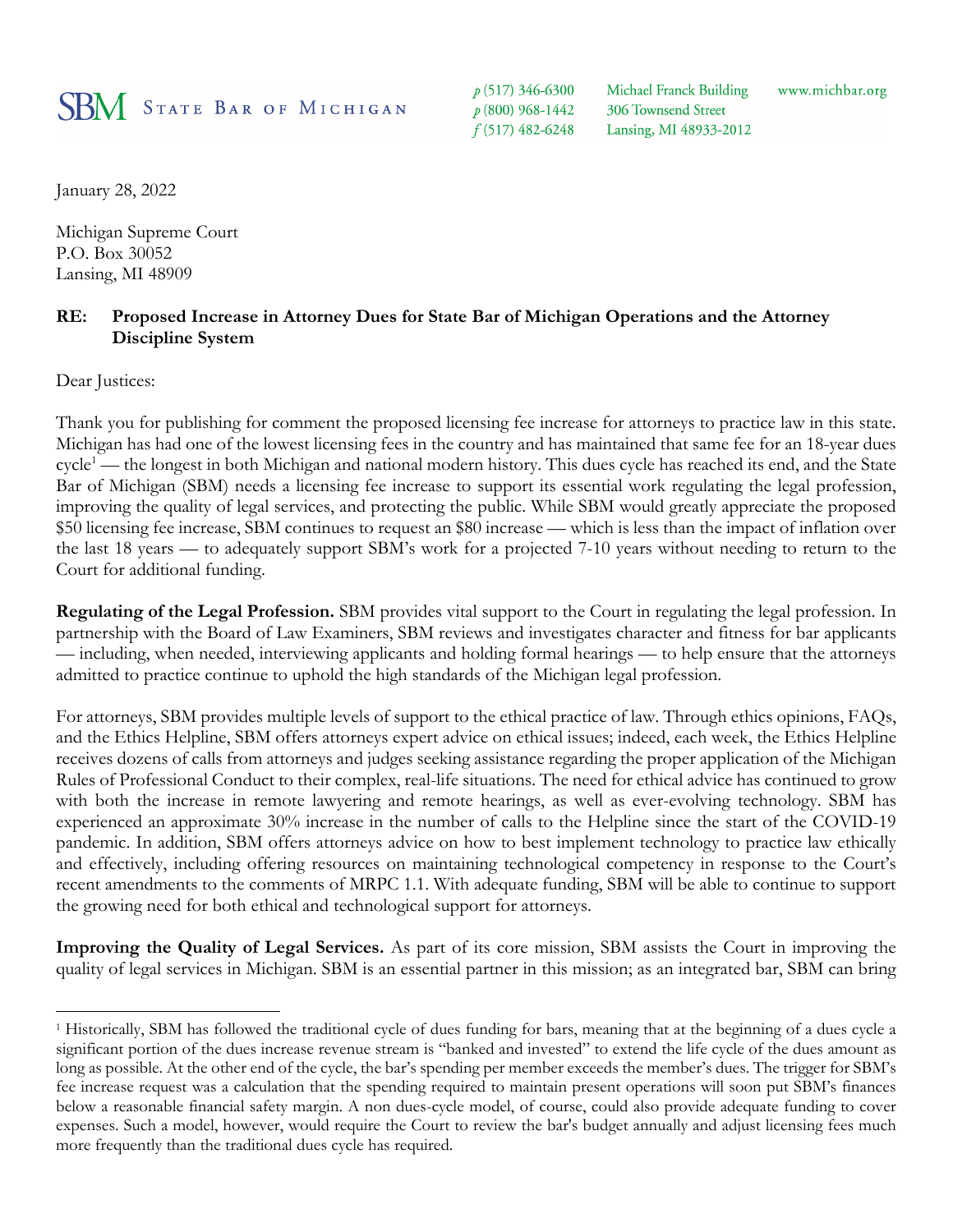**SBM** State Bar of Michigan

p (517) 346-6300
p (800) 968-1442
f (517) 482-6248

Michael Franck Building
306 Townsend Street
Lansing, MI 48933-2012

www.michbar.org

January 28, 2022

Michigan Supreme Court
P.O. Box 30052
Lansing, MI 48909

**RE: Proposed Increase in Attorney Dues for State Bar of Michigan Operations and the Attorney Discipline System**

Dear Justices:

Thank you for publishing for comment the proposed licensing fee increase for attorneys to practice law in this state. Michigan has had one of the lowest licensing fees in the country and has maintained that same fee for an 18-year dues cycle[1] — the longest in both Michigan and national modern history. This dues cycle has reached its end, and the State Bar of Michigan (SBM) needs a licensing fee increase to support its essential work regulating the legal profession, improving the quality of legal services, and protecting the public. While SBM would greatly appreciate the proposed $50 licensing fee increase, SBM continues to request an $80 increase — which is less than the impact of inflation over the last 18 years — to adequately support SBM's work for a projected 7-10 years without needing to return to the Court for additional funding.

**Regulating of the Legal Profession.** SBM provides vital support to the Court in regulating the legal profession. In partnership with the Board of Law Examiners, SBM reviews and investigates character and fitness for bar applicants — including, when needed, interviewing applicants and holding formal hearings — to help ensure that the attorneys admitted to practice continue to uphold the high standards of the Michigan legal profession.

For attorneys, SBM provides multiple levels of support to the ethical practice of law. Through ethics opinions, FAQs, and the Ethics Helpline, SBM offers attorneys expert advice on ethical issues; indeed, each week, the Ethics Helpline receives dozens of calls from attorneys and judges seeking assistance regarding the proper application of the Michigan Rules of Professional Conduct to their complex, real-life situations. The need for ethical advice has continued to grow with both the increase in remote lawyering and remote hearings, as well as ever-evolving technology. SBM has experienced an approximate 30% increase in the number of calls to the Helpline since the start of the COVID-19 pandemic. In addition, SBM offers attorneys advice on how to best implement technology to practice law ethically and effectively, including offering resources on maintaining technological competency in response to the Court's recent amendments to the comments of MRPC 1.1. With adequate funding, SBM will be able to continue to support the growing need for both ethical and technological support for attorneys.

**Improving the Quality of Legal Services.** As part of its core mission, SBM assists the Court in improving the quality of legal services in Michigan. SBM is an essential partner in this mission; as an integrated bar, SBM can bring

---

[1] Historically, SBM has followed the traditional cycle of dues funding for bars, meaning that at the beginning of a dues cycle a significant portion of the dues increase revenue stream is "banked and invested" to extend the life cycle of the dues amount as long as possible. At the other end of the cycle, the bar's spending per member exceeds the member's dues. The trigger for SBM's fee increase request was a calculation that the spending required to maintain present operations will soon put SBM's finances below a reasonable financial safety margin. A non dues-cycle model, of course, could also provide adequate funding to cover expenses. Such a model, however, would require the Court to review the bar's budget annually and adjust licensing fees much more frequently than the traditional dues cycle has required.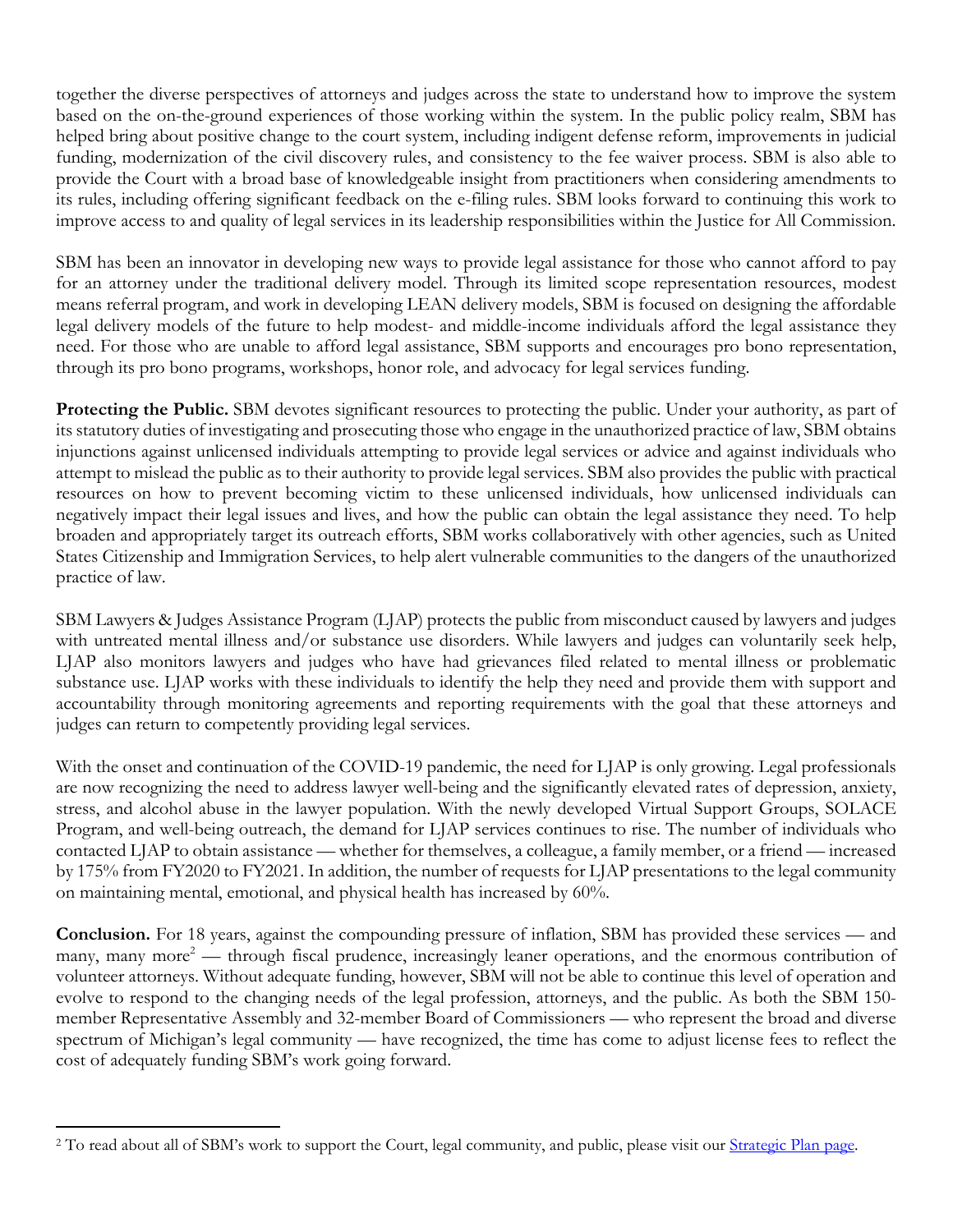together the diverse perspectives of attorneys and judges across the state to understand how to improve the system based on the on-the-ground experiences of those working within the system. In the public policy realm, SBM has helped bring about positive change to the court system, including indigent defense reform, improvements in judicial funding, modernization of the civil discovery rules, and consistency to the fee waiver process. SBM is also able to provide the Court with a broad base of knowledgeable insight from practitioners when considering amendments to its rules, including offering significant feedback on the e-filing rules. SBM looks forward to continuing this work to improve access to and quality of legal services in its leadership responsibilities within the Justice for All Commission.

SBM has been an innovator in developing new ways to provide legal assistance for those who cannot afford to pay for an attorney under the traditional delivery model. Through its limited scope representation resources, modest means referral program, and work in developing LEAN delivery models, SBM is focused on designing the affordable legal delivery models of the future to help modest- and middle-income individuals afford the legal assistance they need. For those who are unable to afford legal assistance, SBM supports and encourages pro bono representation, through its pro bono programs, workshops, honor role, and advocacy for legal services funding.

**Protecting the Public.** SBM devotes significant resources to protecting the public. Under your authority, as part of its statutory duties of investigating and prosecuting those who engage in the unauthorized practice of law, SBM obtains injunctions against unlicensed individuals attempting to provide legal services or advice and against individuals who attempt to mislead the public as to their authority to provide legal services. SBM also provides the public with practical resources on how to prevent becoming victim to these unlicensed individuals, how unlicensed individuals can negatively impact their legal issues and lives, and how the public can obtain the legal assistance they need. To help broaden and appropriately target its outreach efforts, SBM works collaboratively with other agencies, such as United States Citizenship and Immigration Services, to help alert vulnerable communities to the dangers of the unauthorized practice of law.

SBM Lawyers & Judges Assistance Program (LJAP) protects the public from misconduct caused by lawyers and judges with untreated mental illness and/or substance use disorders. While lawyers and judges can voluntarily seek help, LJAP also monitors lawyers and judges who have had grievances filed related to mental illness or problematic substance use. LJAP works with these individuals to identify the help they need and provide them with support and accountability through monitoring agreements and reporting requirements with the goal that these attorneys and judges can return to competently providing legal services.

With the onset and continuation of the COVID-19 pandemic, the need for LJAP is only growing. Legal professionals are now recognizing the need to address lawyer well-being and the significantly elevated rates of depression, anxiety, stress, and alcohol abuse in the lawyer population. With the newly developed Virtual Support Groups, SOLACE Program, and well-being outreach, the demand for LJAP services continues to rise. The number of individuals who contacted LJAP to obtain assistance — whether for themselves, a colleague, a family member, or a friend — increased by 175% from FY2020 to FY2021. In addition, the number of requests for LJAP presentations to the legal community on maintaining mental, emotional, and physical health has increased by 60%.

**Conclusion.** For 18 years, against the compounding pressure of inflation, SBM has provided these services — and many, many more[2] — through fiscal prudence, increasingly leaner operations, and the enormous contribution of volunteer attorneys. Without adequate funding, however, SBM will not be able to continue this level of operation and evolve to respond to the changing needs of the legal profession, attorneys, and the public. As both the SBM 150-member Representative Assembly and 32-member Board of Commissioners — who represent the broad and diverse spectrum of Michigan's legal community — have recognized, the time has come to adjust license fees to reflect the cost of adequately funding SBM's work going forward.

---

[2] To read about all of SBM's work to support the Court, legal community, and public, please visit our [Strategic Plan page](Strategic Plan page).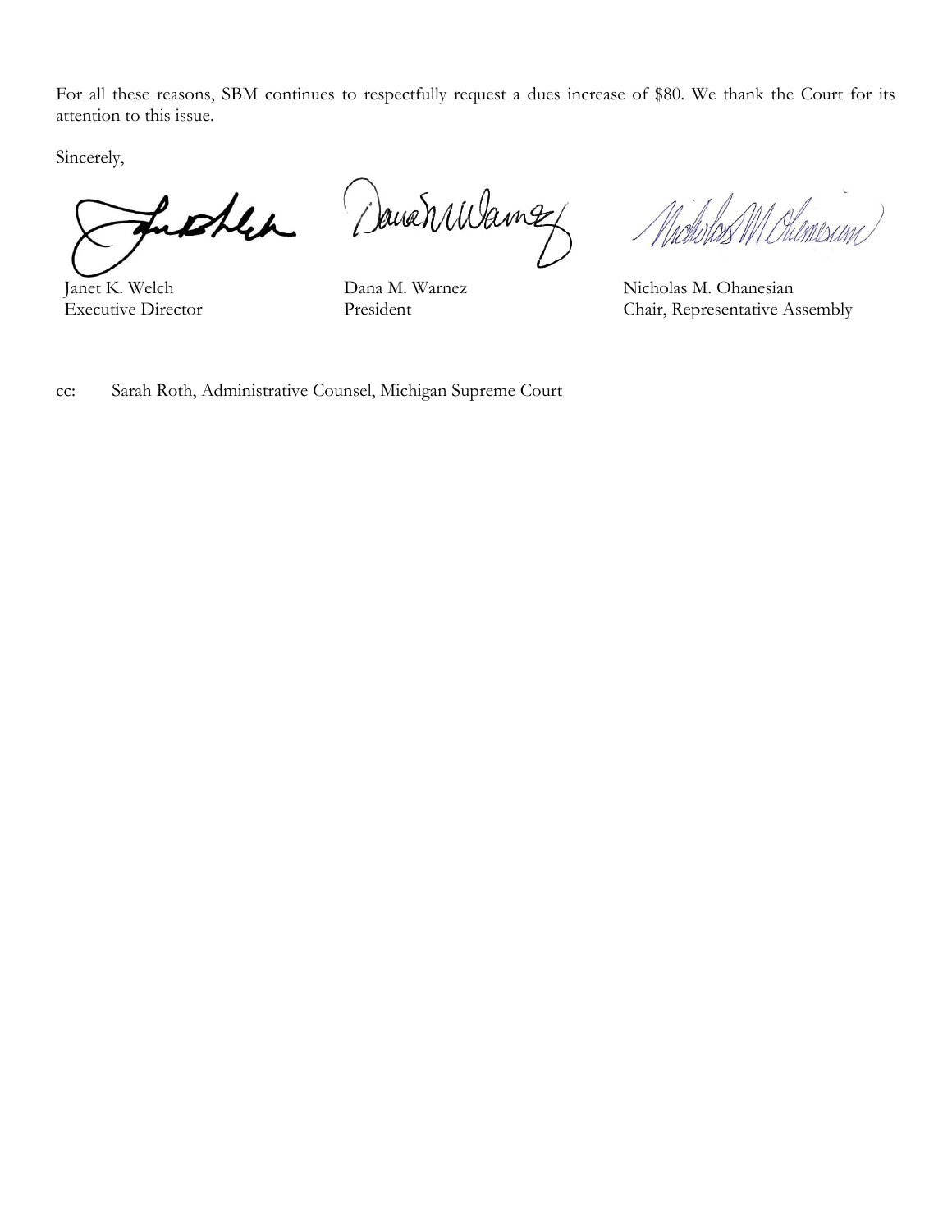For all these reasons, SBM continues to respectfully request a dues increase of $80. We thank the Court for its attention to this issue.

Sincerely,

| | | |
|---|---|---|
| Janet K. Welch | Dana M. Warnez | Nicholas M. Ohanesian |
| Executive Director | President | Chair, Representative Assembly |

cc: Sarah Roth, Administrative Counsel, Michigan Supreme Court